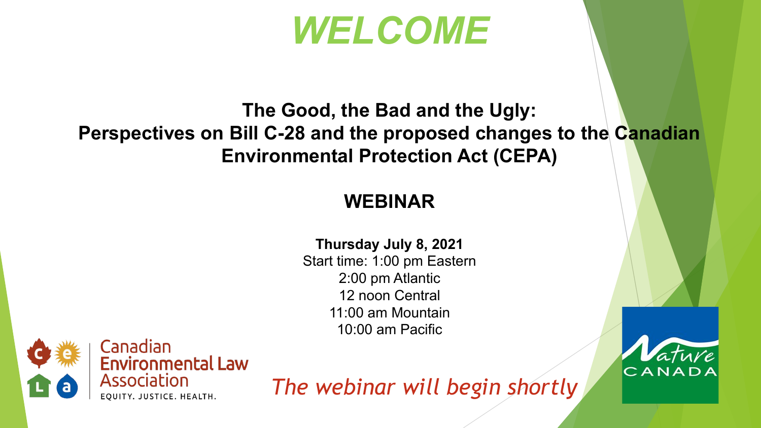# *WELCOME*

**The Good, the Bad and the Ugly:**
**Perspectives on Bill C-28 and the proposed changes to the Canadian Environmental Protection Act (CEPA)**

## WEBINAR

**Thursday July 8, 2021**
Start time: 1:00 pm Eastern
2:00 pm Atlantic
12 noon Central
11:00 am Mountain
10:00 am Pacific

Canadian Environmental Law Association
EQUITY. JUSTICE. HEALTH.

*The webinar will begin shortly*

Nature CANADA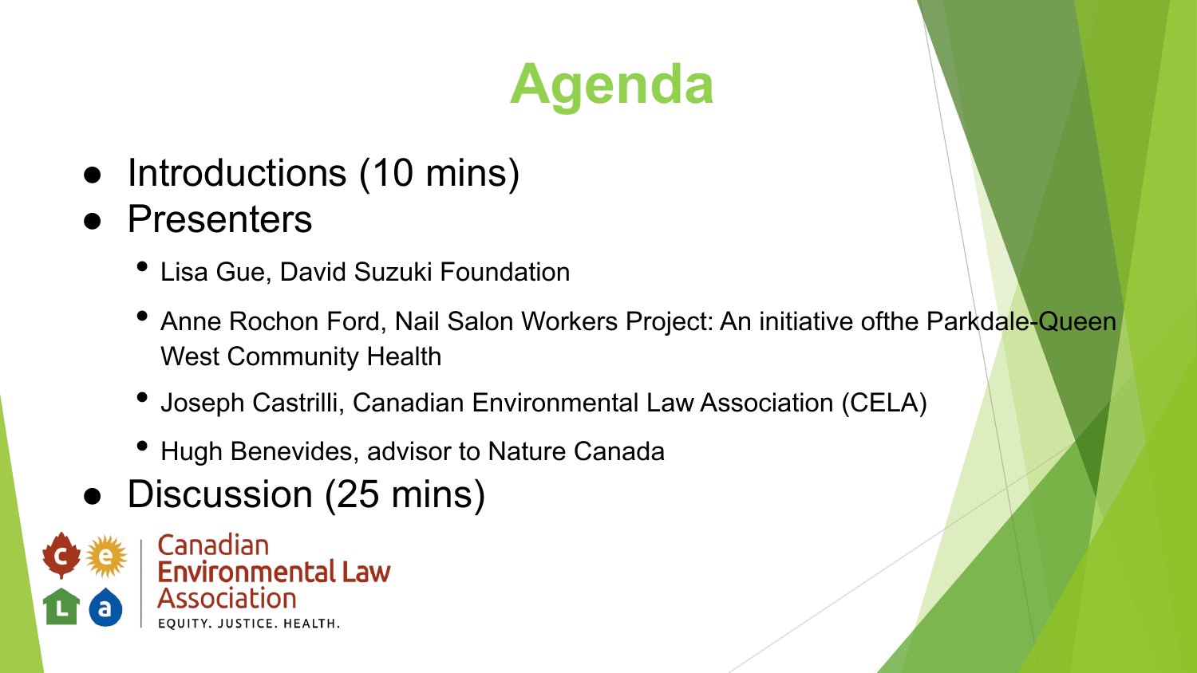# Agenda

- Introductions (10 mins)
- Presenters
  - Lisa Gue, David Suzuki Foundation
  - Anne Rochon Ford, Nail Salon Workers Project: An initiative ofthe Parkdale-Queen West Community Health
  - Joseph Castrilli, Canadian Environmental Law Association (CELA)
  - Hugh Benevides, advisor to Nature Canada
- Discussion (25 mins)

Canadian Environmental Law Association

EQUITY. JUSTICE. HEALTH.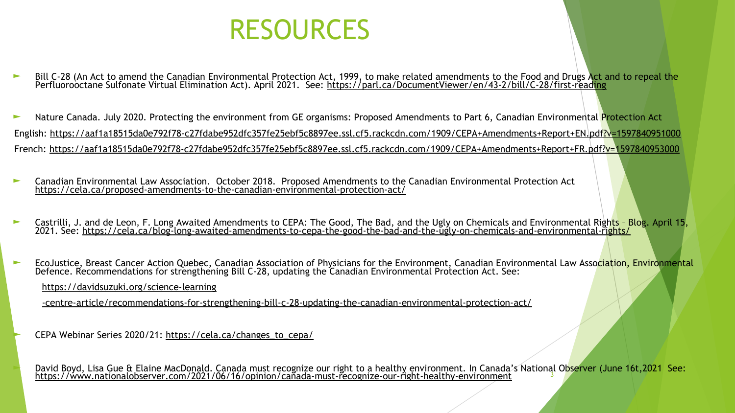# RESOURCES

- Bill C-28 (An Act to amend the Canadian Environmental Protection Act, 1999, to make related amendments to the Food and Drugs Act and to repeal the Perfluorooctane Sulfonate Virtual Elimination Act). April 2021. See: https://parl.ca/DocumentViewer/en/43-2/bill/C-28/first-reading

- Nature Canada. July 2020. Protecting the environment from GE organisms: Proposed Amendments to Part 6, Canadian Environmental Protection Act

  English: https://aaf1a18515da0e792f78-c27fdabe952dfc357fe25ebf5c8897ee.ssl.cf5.rackcdn.com/1909/CEPA+Amendments+Report+EN.pdf?v=1597840951000

  French: https://aaf1a18515da0e792f78-c27fdabe952dfc357fe25ebf5c8897ee.ssl.cf5.rackcdn.com/1909/CEPA+Amendments+Report+FR.pdf?v=1597840953000

- Canadian Environmental Law Association. October 2018. Proposed Amendments to the Canadian Environmental Protection Act https://cela.ca/proposed-amendments-to-the-canadian-environmental-protection-act/

- Castrilli, J. and de Leon, F. Long Awaited Amendments to CEPA: The Good, The Bad, and the Ugly on Chemicals and Environmental Rights – Blog. April 15, 2021. See: https://cela.ca/blog-long-awaited-amendments-to-cepa-the-good-the-bad-and-the-ugly-on-chemicals-and-environmental-rights/

- EcoJustice, Breast Cancer Action Quebec, Canadian Association of Physicians for the Environment, Canadian Environmental Law Association, Environmental Defence. Recommendations for strengthening Bill C-28, updating the Canadian Environmental Protection Act. See:

  https://davidsuzuki.org/science-learning-centre-article/recommendations-for-strengthening-bill-c-28-updating-the-canadian-environmental-protection-act/

- CEPA Webinar Series 2020/21: https://cela.ca/changes_to_cepa/

- David Boyd, Lisa Gue & Elaine MacDonald. Canada must recognize our right to a healthy environment. In Canada's National Observer (June 16t,2021 See: https://www.nationalobserver.com/2021/06/16/opinion/canada-must-recognize-our-right-healthy-environment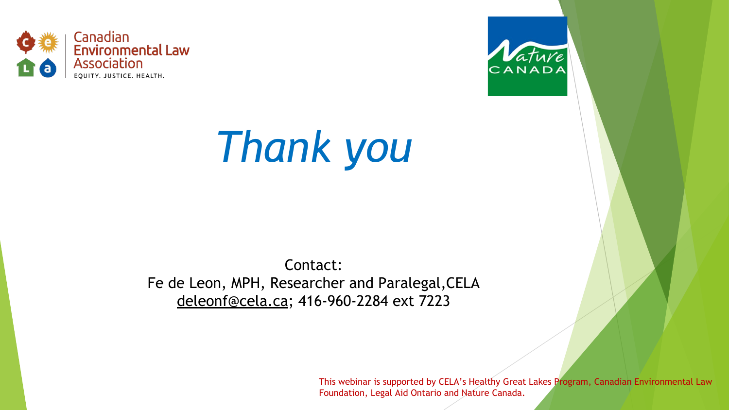Canadian Environmental Law Association

EQUITY. JUSTICE. HEALTH.

Nature CANADA

# *Thank you*

Contact:
Fe de Leon, MPH, Researcher and Paralegal,CELA
deleonf@cela.ca; 416-960-2284 ext 7223

This webinar is supported by CELA's Healthy Great Lakes Program, Canadian Environmental Law Foundation, Legal Aid Ontario and Nature Canada.